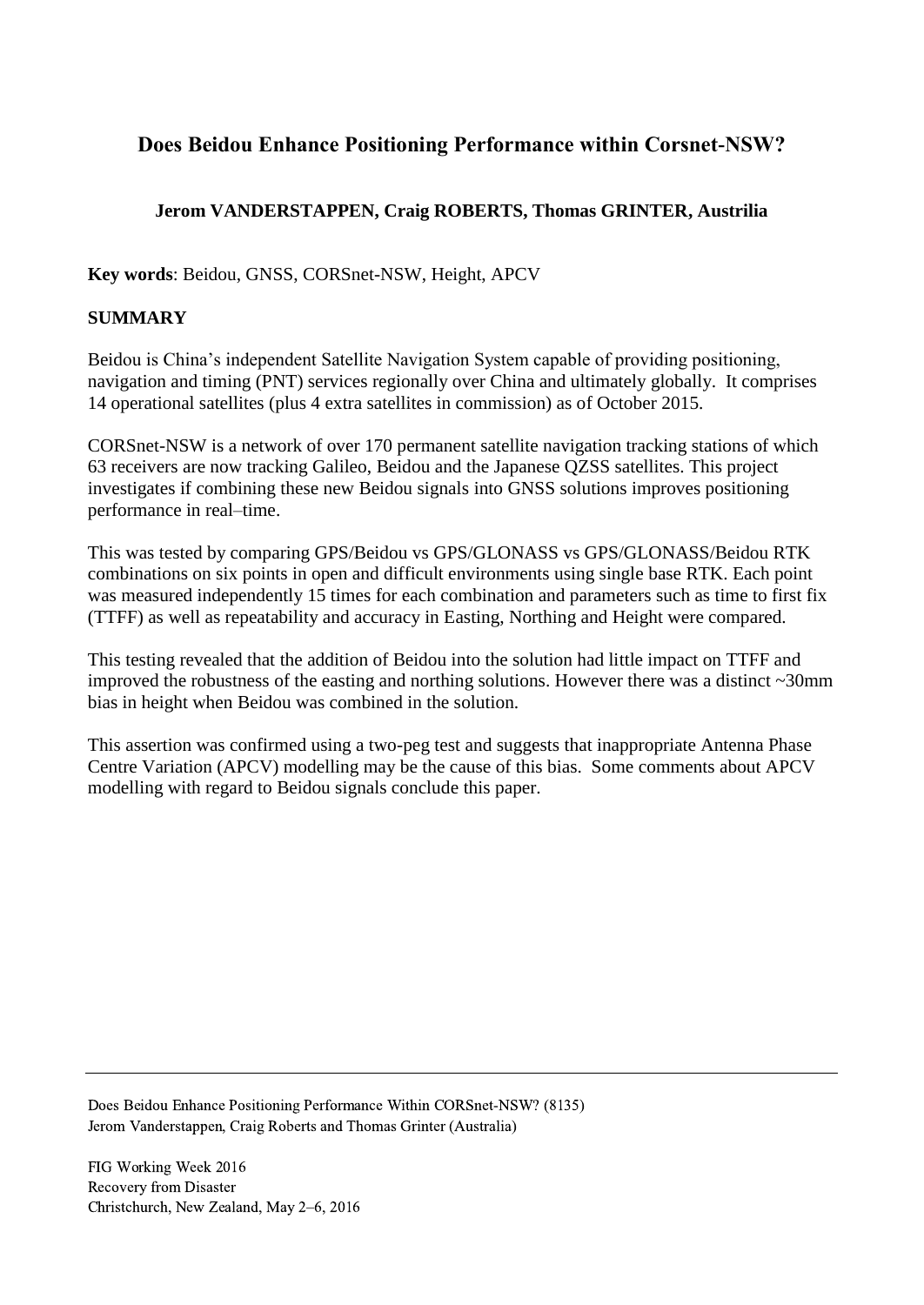# Does Beidou Enhance Positioning Performance within Corsnet-NSW?

**Jerom VANDERSTAPPEN, Craig ROBERTS, Thomas GRINTER, Austrilia**

**Key words**: Beidou, GNSS, CORSnet-NSW, Height, APCV

## SUMMARY

Beidou is China's independent Satellite Navigation System capable of providing positioning, navigation and timing (PNT) services regionally over China and ultimately globally. It comprises 14 operational satellites (plus 4 extra satellites in commission) as of October 2015.

CORSnet-NSW is a network of over 170 permanent satellite navigation tracking stations of which 63 receivers are now tracking Galileo, Beidou and the Japanese QZSS satellites. This project investigates if combining these new Beidou signals into GNSS solutions improves positioning performance in real–time.

This was tested by comparing GPS/Beidou vs GPS/GLONASS vs GPS/GLONASS/Beidou RTK combinations on six points in open and difficult environments using single base RTK. Each point was measured independently 15 times for each combination and parameters such as time to first fix (TTFF) as well as repeatability and accuracy in Easting, Northing and Height were compared.

This testing revealed that the addition of Beidou into the solution had little impact on TTFF and improved the robustness of the easting and northing solutions. However there was a distinct ~30mm bias in height when Beidou was combined in the solution.

This assertion was confirmed using a two-peg test and suggests that inappropriate Antenna Phase Centre Variation (APCV) modelling may be the cause of this bias. Some comments about APCV modelling with regard to Beidou signals conclude this paper.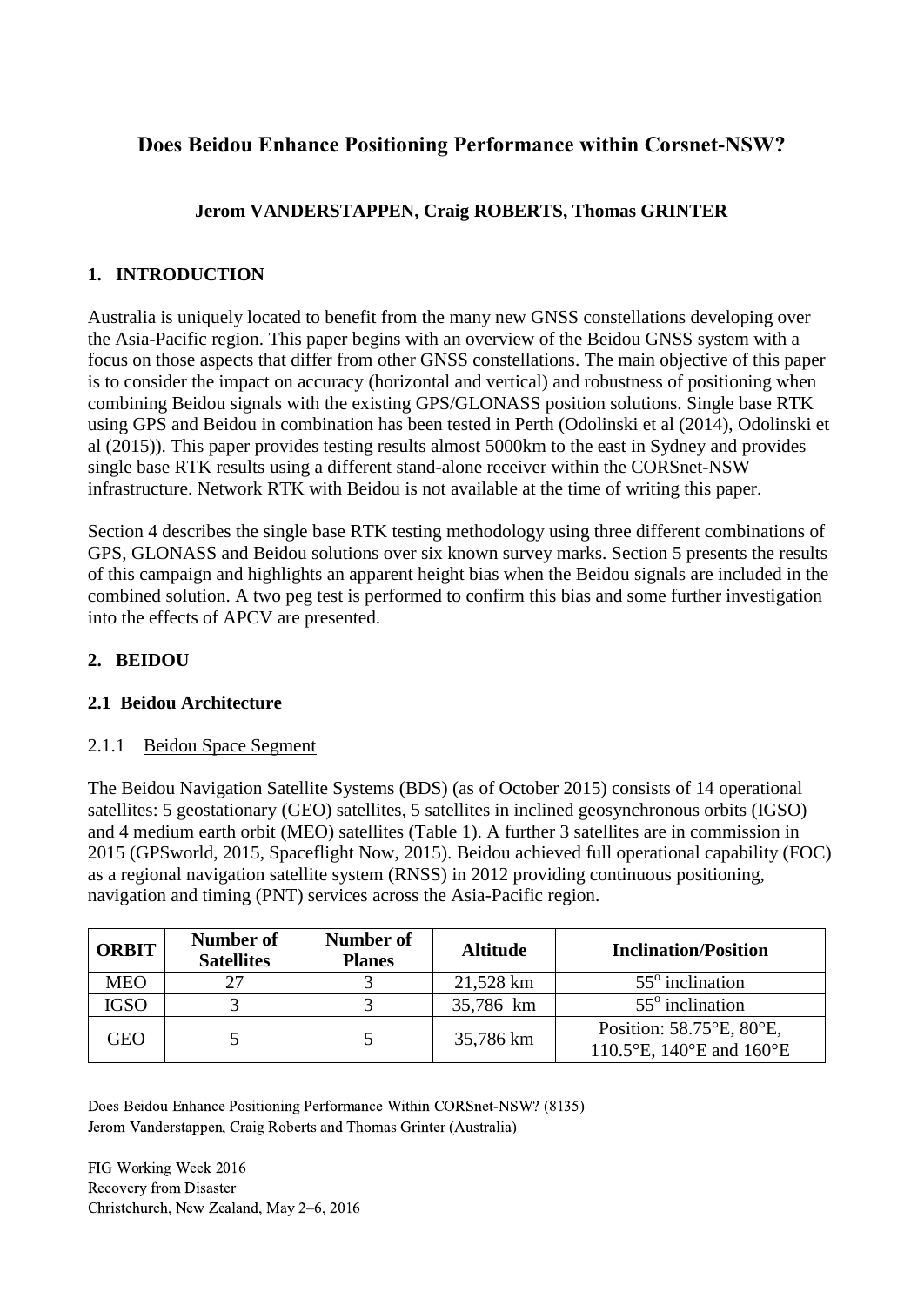## Does Beidou Enhance Positioning Performance within Corsnet-NSW?

**Jerom VANDERSTAPPEN, Craig ROBERTS, Thomas GRINTER**

## 1. INTRODUCTION

Australia is uniquely located to benefit from the many new GNSS constellations developing over the Asia-Pacific region. This paper begins with an overview of the Beidou GNSS system with a focus on those aspects that differ from other GNSS constellations. The main objective of this paper is to consider the impact on accuracy (horizontal and vertical) and robustness of positioning when combining Beidou signals with the existing GPS/GLONASS position solutions. Single base RTK using GPS and Beidou in combination has been tested in Perth (Odolinski et al (2014), Odolinski et al (2015)). This paper provides testing results almost 5000km to the east in Sydney and provides single base RTK results using a different stand-alone receiver within the CORSnet-NSW infrastructure. Network RTK with Beidou is not available at the time of writing this paper.

Section 4 describes the single base RTK testing methodology using three different combinations of GPS, GLONASS and Beidou solutions over six known survey marks. Section 5 presents the results of this campaign and highlights an apparent height bias when the Beidou signals are included in the combined solution. A two peg test is performed to confirm this bias and some further investigation into the effects of APCV are presented.

## 2. BEIDOU

### 2.1 Beidou Architecture

#### 2.1.1 Beidou Space Segment

The Beidou Navigation Satellite Systems (BDS) (as of October 2015) consists of 14 operational satellites: 5 geostationary (GEO) satellites, 5 satellites in inclined geosynchronous orbits (IGSO) and 4 medium earth orbit (MEO) satellites (Table 1). A further 3 satellites are in commission in 2015 (GPSworld, 2015, Spaceflight Now, 2015). Beidou achieved full operational capability (FOC) as a regional navigation satellite system (RNSS) in 2012 providing continuous positioning, navigation and timing (PNT) services across the Asia-Pacific region.

| ORBIT | Number of Satellites | Number of Planes | Altitude | Inclination/Position |
|---|---|---|---|---|
| MEO | 27 | 3 | 21,528 km | $55^o$ inclination |
| IGSO | 3 | 3 | 35,786 km | $55^o$ inclination |
| GEO | 5 | 5 | 35,786 km | Position: 58.75°E, 80°E, 110.5°E, 140°E and 160°E |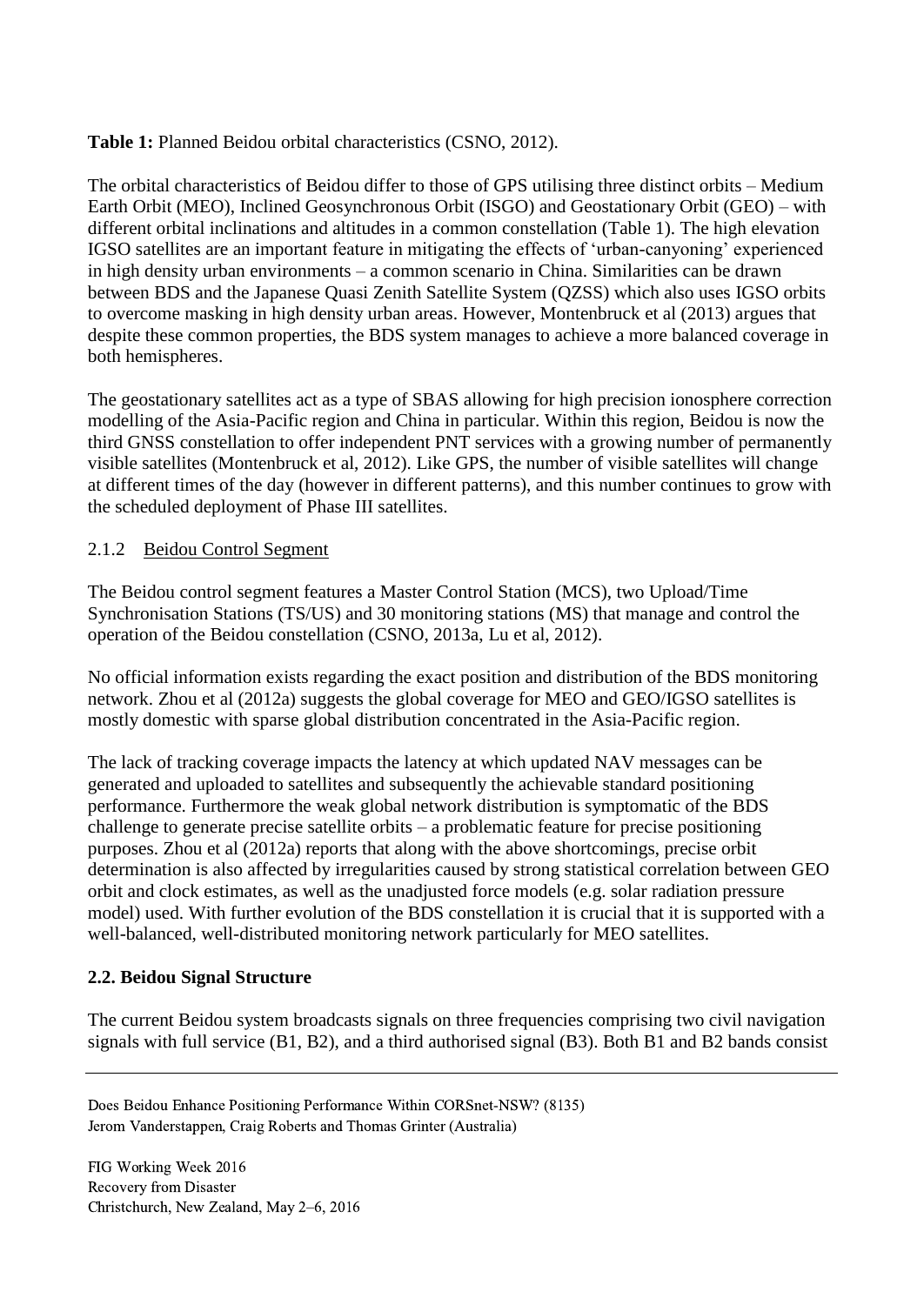**Table 1:** Planned Beidou orbital characteristics (CSNO, 2012).

The orbital characteristics of Beidou differ to those of GPS utilising three distinct orbits – Medium Earth Orbit (MEO), Inclined Geosynchronous Orbit (ISGO) and Geostationary Orbit (GEO) – with different orbital inclinations and altitudes in a common constellation (Table 1). The high elevation IGSO satellites are an important feature in mitigating the effects of 'urban-canyoning' experienced in high density urban environments – a common scenario in China. Similarities can be drawn between BDS and the Japanese Quasi Zenith Satellite System (QZSS) which also uses IGSO orbits to overcome masking in high density urban areas. However, Montenbruck et al (2013) argues that despite these common properties, the BDS system manages to achieve a more balanced coverage in both hemispheres.

The geostationary satellites act as a type of SBAS allowing for high precision ionosphere correction modelling of the Asia-Pacific region and China in particular. Within this region, Beidou is now the third GNSS constellation to offer independent PNT services with a growing number of permanently visible satellites (Montenbruck et al, 2012). Like GPS, the number of visible satellites will change at different times of the day (however in different patterns), and this number continues to grow with the scheduled deployment of Phase III satellites.

### 2.1.2 Beidou Control Segment

The Beidou control segment features a Master Control Station (MCS), two Upload/Time Synchronisation Stations (TS/US) and 30 monitoring stations (MS) that manage and control the operation of the Beidou constellation (CSNO, 2013a, Lu et al, 2012).

No official information exists regarding the exact position and distribution of the BDS monitoring network. Zhou et al (2012a) suggests the global coverage for MEO and GEO/IGSO satellites is mostly domestic with sparse global distribution concentrated in the Asia-Pacific region.

The lack of tracking coverage impacts the latency at which updated NAV messages can be generated and uploaded to satellites and subsequently the achievable standard positioning performance. Furthermore the weak global network distribution is symptomatic of the BDS challenge to generate precise satellite orbits – a problematic feature for precise positioning purposes. Zhou et al (2012a) reports that along with the above shortcomings, precise orbit determination is also affected by irregularities caused by strong statistical correlation between GEO orbit and clock estimates, as well as the unadjusted force models (e.g. solar radiation pressure model) used. With further evolution of the BDS constellation it is crucial that it is supported with a well-balanced, well-distributed monitoring network particularly for MEO satellites.

## 2.2. Beidou Signal Structure

The current Beidou system broadcasts signals on three frequencies comprising two civil navigation signals with full service (B1, B2), and a third authorised signal (B3). Both B1 and B2 bands consist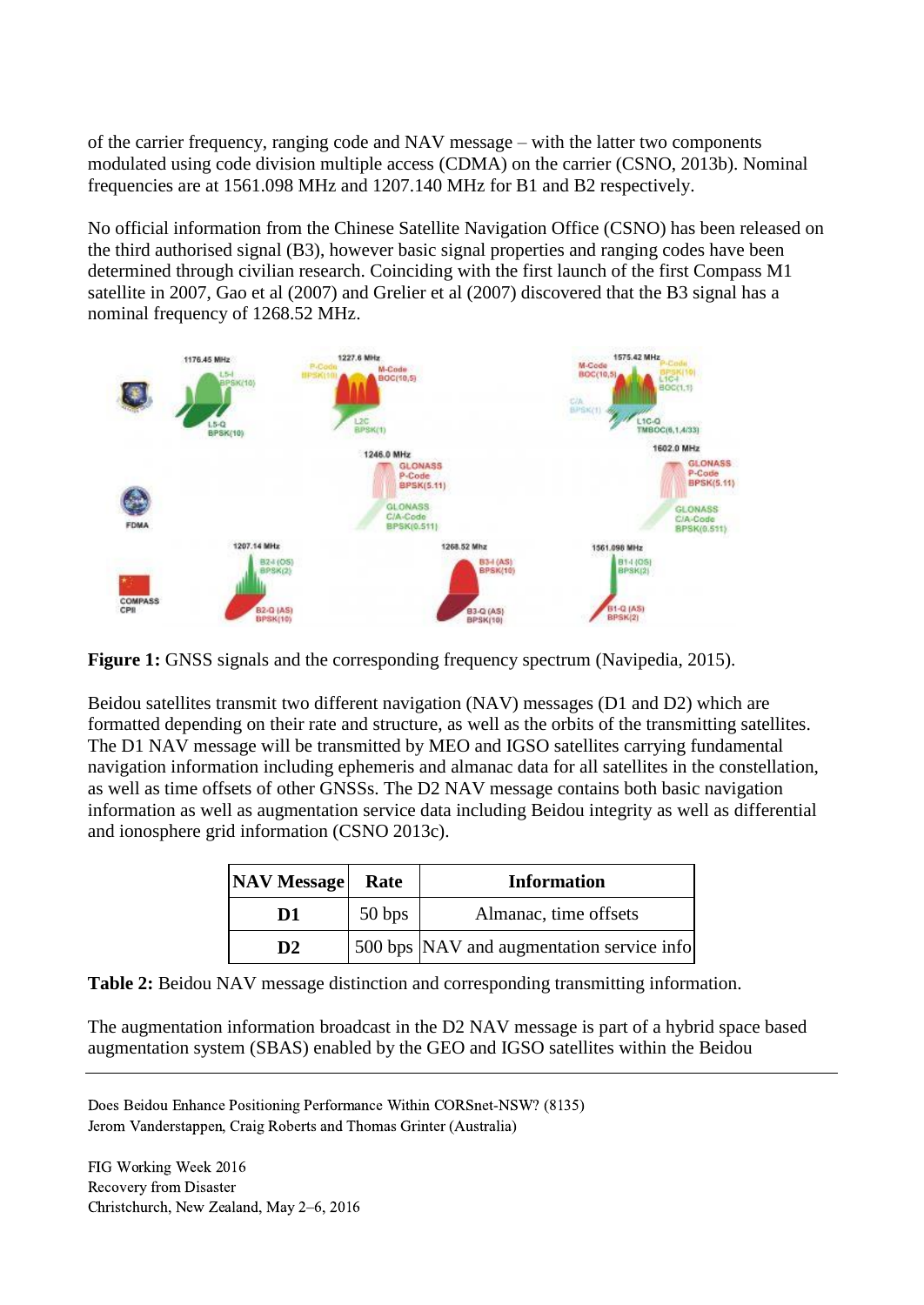of the carrier frequency, ranging code and NAV message – with the latter two components modulated using code division multiple access (CDMA) on the carrier (CSNO, 2013b). Nominal frequencies are at 1561.098 MHz and 1207.140 MHz for B1 and B2 respectively.

No official information from the Chinese Satellite Navigation Office (CSNO) has been released on the third authorised signal (B3), however basic signal properties and ranging codes have been determined through civilian research. Coinciding with the first launch of the first Compass M1 satellite in 2007, Gao et al (2007) and Grelier et al (2007) discovered that the B3 signal has a nominal frequency of 1268.52 MHz.

**Figure 1:** GNSS signals and the corresponding frequency spectrum (Navipedia, 2015).

Beidou satellites transmit two different navigation (NAV) messages (D1 and D2) which are formatted depending on their rate and structure, as well as the orbits of the transmitting satellites. The D1 NAV message will be transmitted by MEO and IGSO satellites carrying fundamental navigation information including ephemeris and almanac data for all satellites in the constellation, as well as time offsets of other GNSSs. The D2 NAV message contains both basic navigation information as well as augmentation service data including Beidou integrity as well as differential and ionosphere grid information (CSNO 2013c).

| NAV Message | Rate | Information |
|---|---|---|
| **D1** | 50 bps | Almanac, time offsets |
| **D2** | 500 bps | NAV and augmentation service info |

**Table 2:** Beidou NAV message distinction and corresponding transmitting information.

The augmentation information broadcast in the D2 NAV message is part of a hybrid space based augmentation system (SBAS) enabled by the GEO and IGSO satellites within the Beidou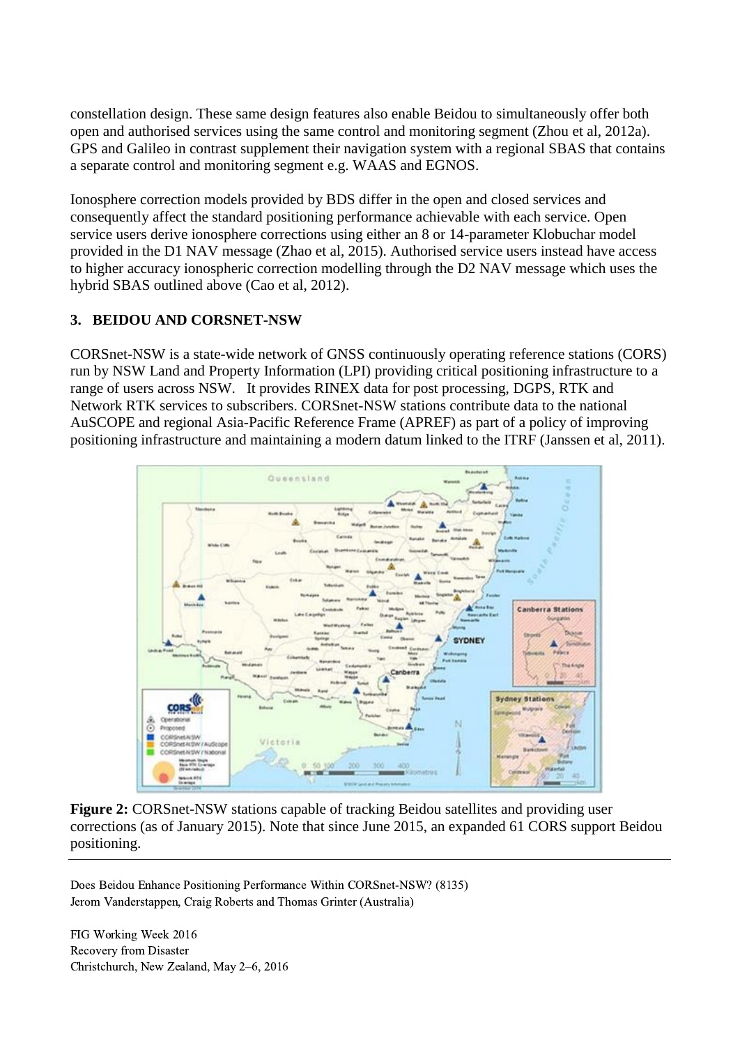constellation design. These same design features also enable Beidou to simultaneously offer both open and authorised services using the same control and monitoring segment (Zhou et al, 2012a). GPS and Galileo in contrast supplement their navigation system with a regional SBAS that contains a separate control and monitoring segment e.g. WAAS and EGNOS.

Ionosphere correction models provided by BDS differ in the open and closed services and consequently affect the standard positioning performance achievable with each service. Open service users derive ionosphere corrections using either an 8 or 14-parameter Klobuchar model provided in the D1 NAV message (Zhao et al, 2015). Authorised service users instead have access to higher accuracy ionospheric correction modelling through the D2 NAV message which uses the hybrid SBAS outlined above (Cao et al, 2012).

## 3. BEIDOU AND CORSNET-NSW

CORSnet-NSW is a state-wide network of GNSS continuously operating reference stations (CORS) run by NSW Land and Property Information (LPI) providing critical positioning infrastructure to a range of users across NSW. It provides RINEX data for post processing, DGPS, RTK and Network RTK services to subscribers. CORSnet-NSW stations contribute data to the national AuSCOPE and regional Asia-Pacific Reference Frame (APREF) as part of a policy of improving positioning infrastructure and maintaining a modern datum linked to the ITRF (Janssen et al, 2011).

**Figure 2:** CORSnet-NSW stations capable of tracking Beidou satellites and providing user corrections (as of January 2015). Note that since June 2015, an expanded 61 CORS support Beidou positioning.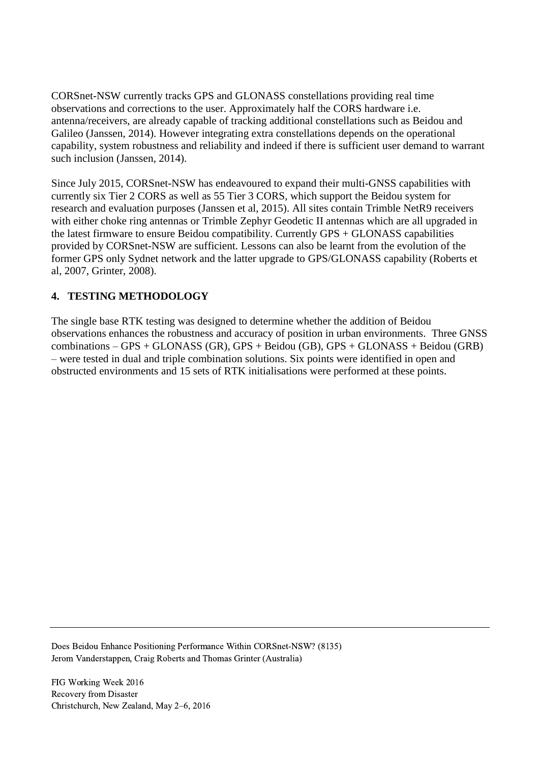CORSnet-NSW currently tracks GPS and GLONASS constellations providing real time observations and corrections to the user. Approximately half the CORS hardware i.e. antenna/receivers, are already capable of tracking additional constellations such as Beidou and Galileo (Janssen, 2014). However integrating extra constellations depends on the operational capability, system robustness and reliability and indeed if there is sufficient user demand to warrant such inclusion (Janssen, 2014).

Since July 2015, CORSnet-NSW has endeavoured to expand their multi-GNSS capabilities with currently six Tier 2 CORS as well as 55 Tier 3 CORS, which support the Beidou system for research and evaluation purposes (Janssen et al, 2015). All sites contain Trimble NetR9 receivers with either choke ring antennas or Trimble Zephyr Geodetic II antennas which are all upgraded in the latest firmware to ensure Beidou compatibility. Currently GPS + GLONASS capabilities provided by CORSnet-NSW are sufficient. Lessons can also be learnt from the evolution of the former GPS only Sydnet network and the latter upgrade to GPS/GLONASS capability (Roberts et al, 2007, Grinter, 2008).

## 4. TESTING METHODOLOGY

The single base RTK testing was designed to determine whether the addition of Beidou observations enhances the robustness and accuracy of position in urban environments. Three GNSS combinations – GPS + GLONASS (GR), GPS + Beidou (GB), GPS + GLONASS + Beidou (GRB) – were tested in dual and triple combination solutions. Six points were identified in open and obstructed environments and 15 sets of RTK initialisations were performed at these points.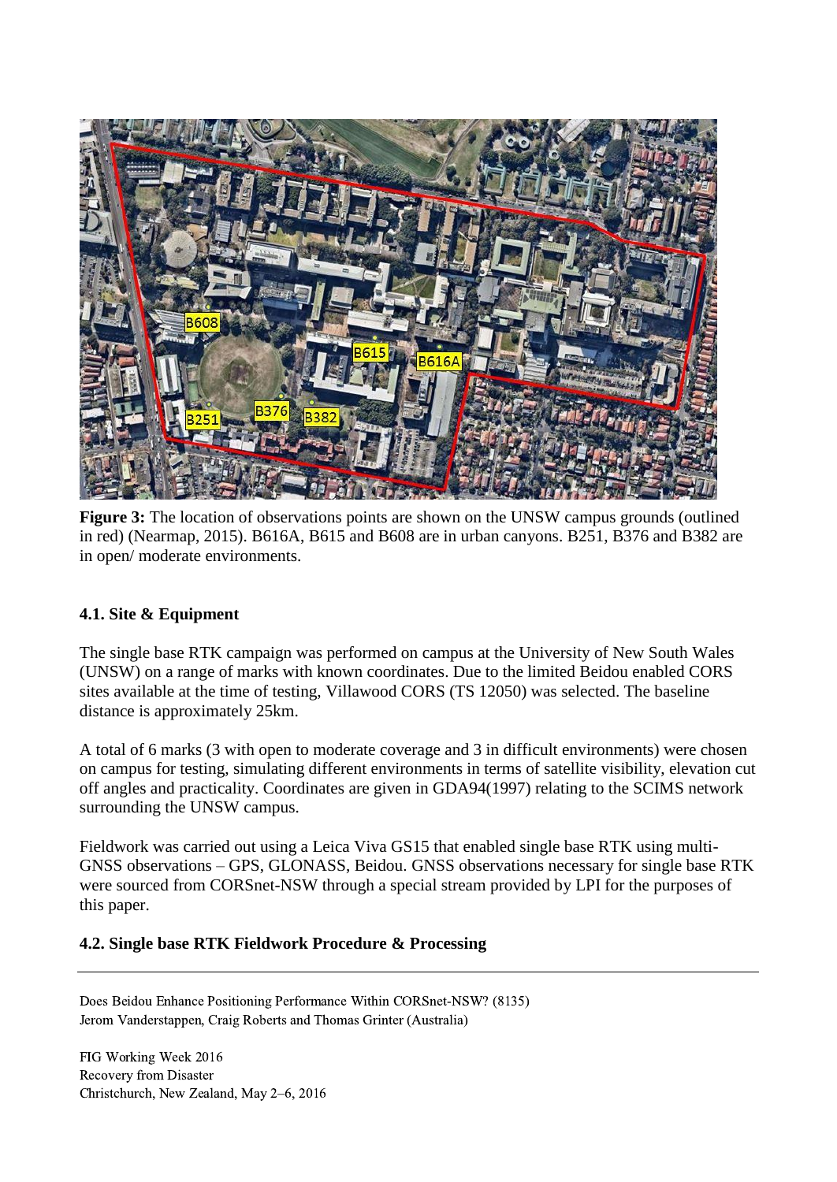**Figure 3:** The location of observations points are shown on the UNSW campus grounds (outlined in red) (Nearmap, 2015). B616A, B615 and B608 are in urban canyons. B251, B376 and B382 are in open/ moderate environments.

### 4.1. Site & Equipment

The single base RTK campaign was performed on campus at the University of New South Wales (UNSW) on a range of marks with known coordinates. Due to the limited Beidou enabled CORS sites available at the time of testing, Villawood CORS (TS 12050) was selected. The baseline distance is approximately 25km.

A total of 6 marks (3 with open to moderate coverage and 3 in difficult environments) were chosen on campus for testing, simulating different environments in terms of satellite visibility, elevation cut off angles and practicality. Coordinates are given in GDA94(1997) relating to the SCIMS network surrounding the UNSW campus.

Fieldwork was carried out using a Leica Viva GS15 that enabled single base RTK using multi-GNSS observations – GPS, GLONASS, Beidou. GNSS observations necessary for single base RTK were sourced from CORSnet-NSW through a special stream provided by LPI for the purposes of this paper.

### 4.2. Single base RTK Fieldwork Procedure & Processing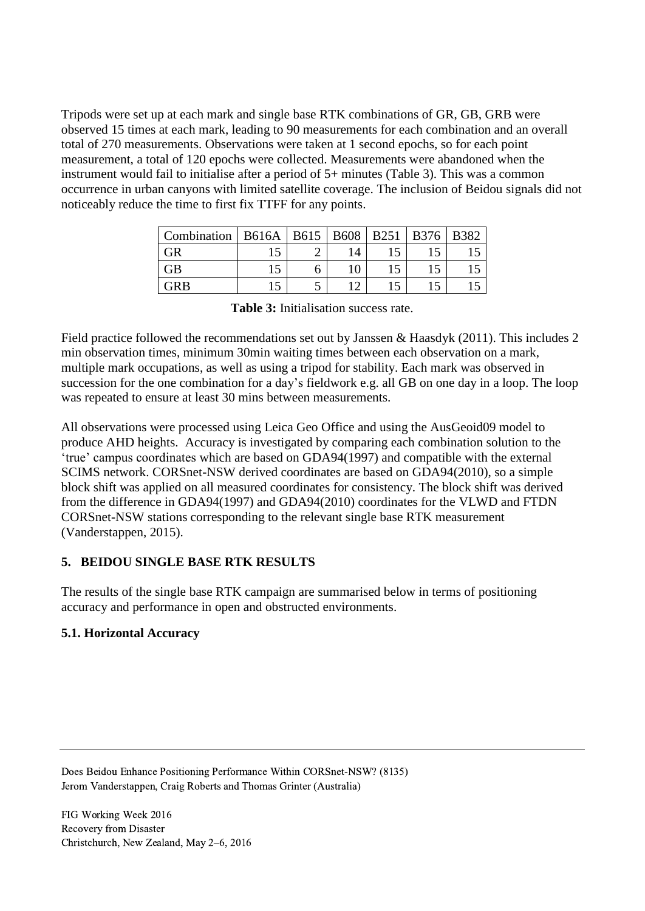Tripods were set up at each mark and single base RTK combinations of GR, GB, GRB were observed 15 times at each mark, leading to 90 measurements for each combination and an overall total of 270 measurements. Observations were taken at 1 second epochs, so for each point measurement, a total of 120 epochs were collected. Measurements were abandoned when the instrument would fail to initialise after a period of 5+ minutes (Table 3). This was a common occurrence in urban canyons with limited satellite coverage. The inclusion of Beidou signals did not noticeably reduce the time to first fix TTFF for any points.

| Combination | B616A | B615 | B608 | B251 | B376 | B382 |
|---|---|---|---|---|---|---|
| GR | 15 | 2 | 14 | 15 | 15 | 15 |
| GB | 15 | 6 | 10 | 15 | 15 | 15 |
| GRB | 15 | 5 | 12 | 15 | 15 | 15 |

**Table 3:** Initialisation success rate.

Field practice followed the recommendations set out by Janssen & Haasdyk (2011). This includes 2 min observation times, minimum 30min waiting times between each observation on a mark, multiple mark occupations, as well as using a tripod for stability. Each mark was observed in succession for the one combination for a day's fieldwork e.g. all GB on one day in a loop. The loop was repeated to ensure at least 30 mins between measurements.

All observations were processed using Leica Geo Office and using the AusGeoid09 model to produce AHD heights. Accuracy is investigated by comparing each combination solution to the 'true' campus coordinates which are based on GDA94(1997) and compatible with the external SCIMS network. CORSnet-NSW derived coordinates are based on GDA94(2010), so a simple block shift was applied on all measured coordinates for consistency. The block shift was derived from the difference in GDA94(1997) and GDA94(2010) coordinates for the VLWD and FTDN CORSnet-NSW stations corresponding to the relevant single base RTK measurement (Vanderstappen, 2015).

## 5. BEIDOU SINGLE BASE RTK RESULTS

The results of the single base RTK campaign are summarised below in terms of positioning accuracy and performance in open and obstructed environments.

### 5.1. Horizontal Accuracy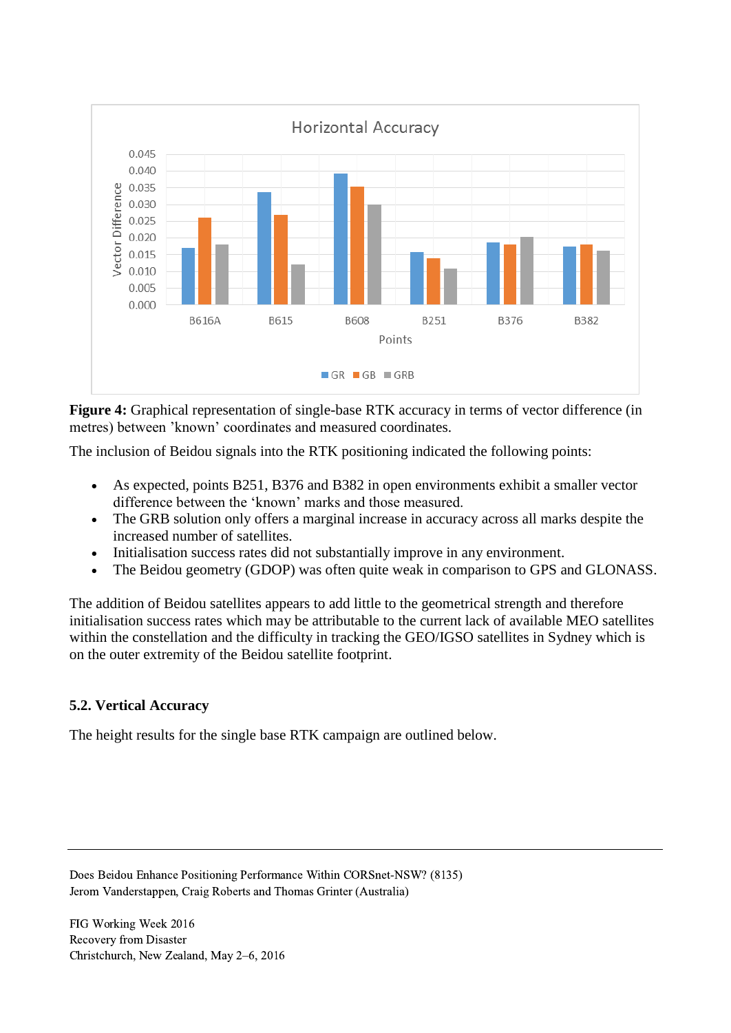**Figure 4:** Graphical representation of single-base RTK accuracy in terms of vector difference (in metres) between 'known' coordinates and measured coordinates.

The inclusion of Beidou signals into the RTK positioning indicated the following points:

- As expected, points B251, B376 and B382 in open environments exhibit a smaller vector difference between the 'known' marks and those measured.
- The GRB solution only offers a marginal increase in accuracy across all marks despite the increased number of satellites.
- Initialisation success rates did not substantially improve in any environment.
- The Beidou geometry (GDOP) was often quite weak in comparison to GPS and GLONASS.

The addition of Beidou satellites appears to add little to the geometrical strength and therefore initialisation success rates which may be attributable to the current lack of available MEO satellites within the constellation and the difficulty in tracking the GEO/IGSO satellites in Sydney which is on the outer extremity of the Beidou satellite footprint.

### 5.2. Vertical Accuracy

The height results for the single base RTK campaign are outlined below.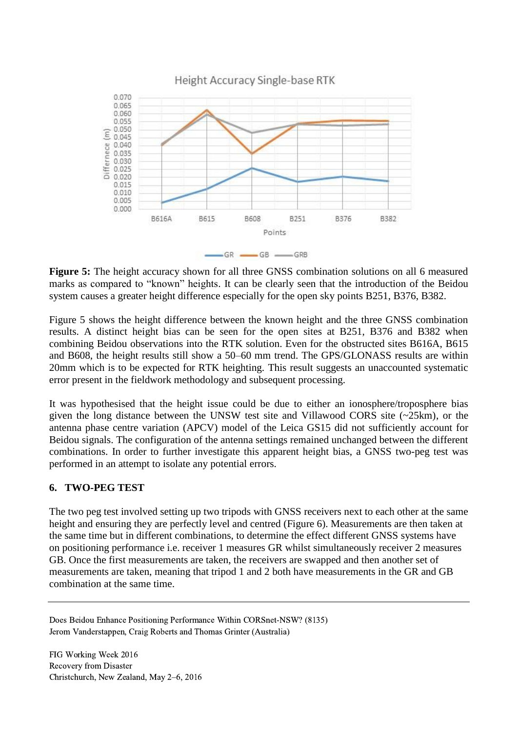**Figure 5:** The height accuracy shown for all three GNSS combination solutions on all 6 measured marks as compared to "known" heights. It can be clearly seen that the introduction of the Beidou system causes a greater height difference especially for the open sky points B251, B376, B382.

Figure 5 shows the height difference between the known height and the three GNSS combination results. A distinct height bias can be seen for the open sites at B251, B376 and B382 when combining Beidou observations into the RTK solution. Even for the obstructed sites B616A, B615 and B608, the height results still show a 50–60 mm trend. The GPS/GLONASS results are within 20mm which is to be expected for RTK heighting. This result suggests an unaccounted systematic error present in the fieldwork methodology and subsequent processing.

It was hypothesised that the height issue could be due to either an ionosphere/troposphere bias given the long distance between the UNSW test site and Villawood CORS site (~25km), or the antenna phase centre variation (APCV) model of the Leica GS15 did not sufficiently account for Beidou signals. The configuration of the antenna settings remained unchanged between the different combinations. In order to further investigate this apparent height bias, a GNSS two-peg test was performed in an attempt to isolate any potential errors.

## 6. TWO-PEG TEST

The two peg test involved setting up two tripods with GNSS receivers next to each other at the same height and ensuring they are perfectly level and centred (Figure 6). Measurements are then taken at the same time but in different combinations, to determine the effect different GNSS systems have on positioning performance i.e. receiver 1 measures GR whilst simultaneously receiver 2 measures GB. Once the first measurements are taken, the receivers are swapped and then another set of measurements are taken, meaning that tripod 1 and 2 both have measurements in the GR and GB combination at the same time.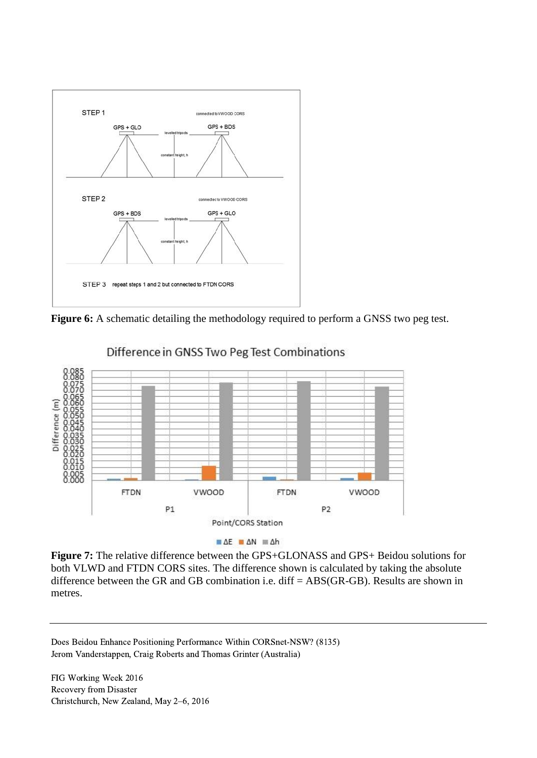**Figure 6:** A schematic detailing the methodology required to perform a GNSS two peg test.

**Figure 7:** The relative difference between the GPS+GLONASS and GPS+ Beidou solutions for both VLWD and FTDN CORS sites. The difference shown is calculated by taking the absolute difference between the GR and GB combination i.e. diff = ABS(GR-GB). Results are shown in metres.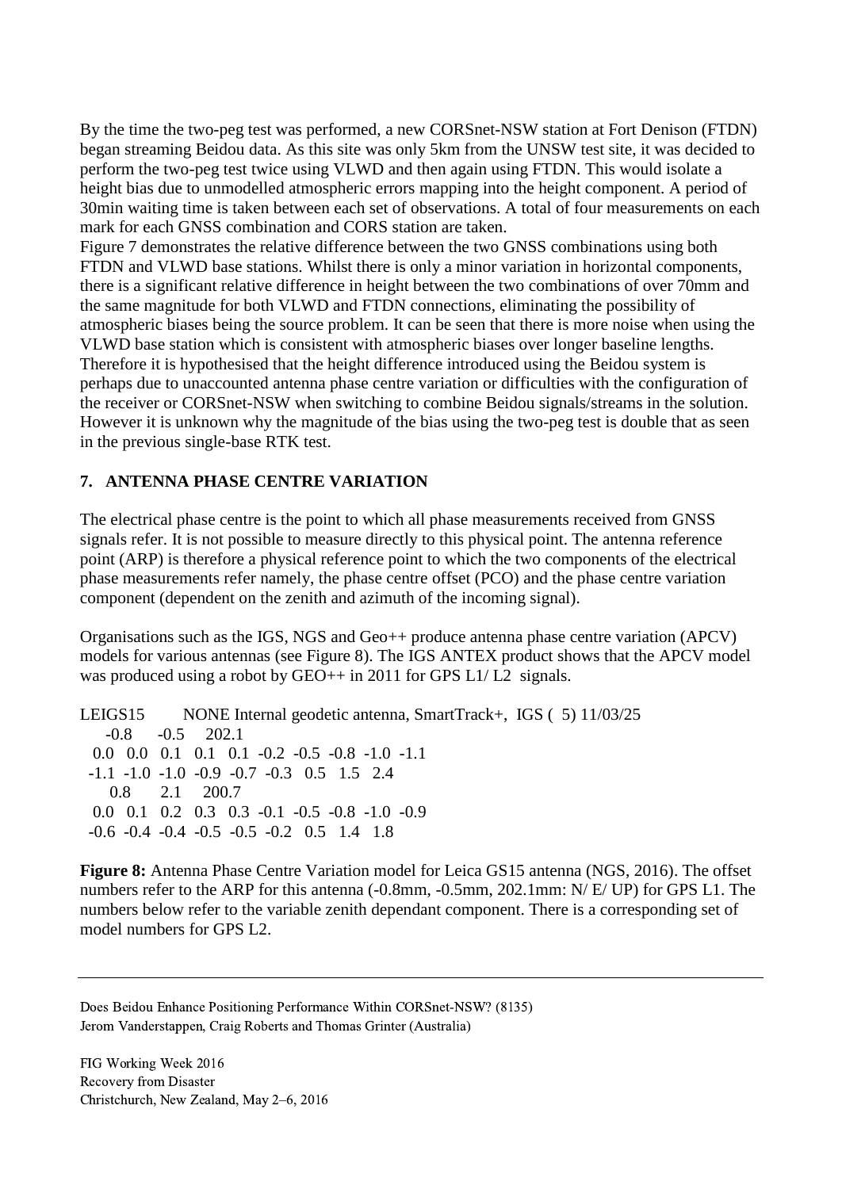By the time the two-peg test was performed, a new CORSnet-NSW station at Fort Denison (FTDN) began streaming Beidou data. As this site was only 5km from the UNSW test site, it was decided to perform the two-peg test twice using VLWD and then again using FTDN. This would isolate a height bias due to unmodelled atmospheric errors mapping into the height component. A period of 30min waiting time is taken between each set of observations. A total of four measurements on each mark for each GNSS combination and CORS station are taken.
Figure 7 demonstrates the relative difference between the two GNSS combinations using both FTDN and VLWD base stations. Whilst there is only a minor variation in horizontal components, there is a significant relative difference in height between the two combinations of over 70mm and the same magnitude for both VLWD and FTDN connections, eliminating the possibility of atmospheric biases being the source problem. It can be seen that there is more noise when using the VLWD base station which is consistent with atmospheric biases over longer baseline lengths. Therefore it is hypothesised that the height difference introduced using the Beidou system is perhaps due to unaccounted antenna phase centre variation or difficulties with the configuration of the receiver or CORSnet-NSW when switching to combine Beidou signals/streams in the solution. However it is unknown why the magnitude of the bias using the two-peg test is double that as seen in the previous single-base RTK test.

## 7. ANTENNA PHASE CENTRE VARIATION

The electrical phase centre is the point to which all phase measurements received from GNSS signals refer. It is not possible to measure directly to this physical point. The antenna reference point (ARP) is therefore a physical reference point to which the two components of the electrical phase measurements refer namely, the phase centre offset (PCO) and the phase centre variation component (dependent on the zenith and azimuth of the incoming signal).

Organisations such as the IGS, NGS and Geo++ produce antenna phase centre variation (APCV) models for various antennas (see Figure 8). The IGS ANTEX product shows that the APCV model was produced using a robot by GEO++ in 2011 for GPS L1/ L2 signals.

```
LEIGS15        NONE Internal geodetic antenna, SmartTrack+,  IGS (  5) 11/03/25
    -0.8     -0.5    202.1
  0.0   0.0   0.1   0.1   0.1  -0.2  -0.5  -0.8  -1.0  -1.1
 -1.1  -1.0  -1.0  -0.9  -0.7  -0.3   0.5   1.5   2.4
     0.8      2.1    200.7
  0.0   0.1   0.2   0.3   0.3  -0.1  -0.5  -0.8  -1.0  -0.9
 -0.6  -0.4  -0.4  -0.5  -0.5  -0.2   0.5   1.4   1.8
```

**Figure 8:** Antenna Phase Centre Variation model for Leica GS15 antenna (NGS, 2016). The offset numbers refer to the ARP for this antenna (-0.8mm, -0.5mm, 202.1mm: N/ E/ UP) for GPS L1. The numbers below refer to the variable zenith dependant component. There is a corresponding set of model numbers for GPS L2.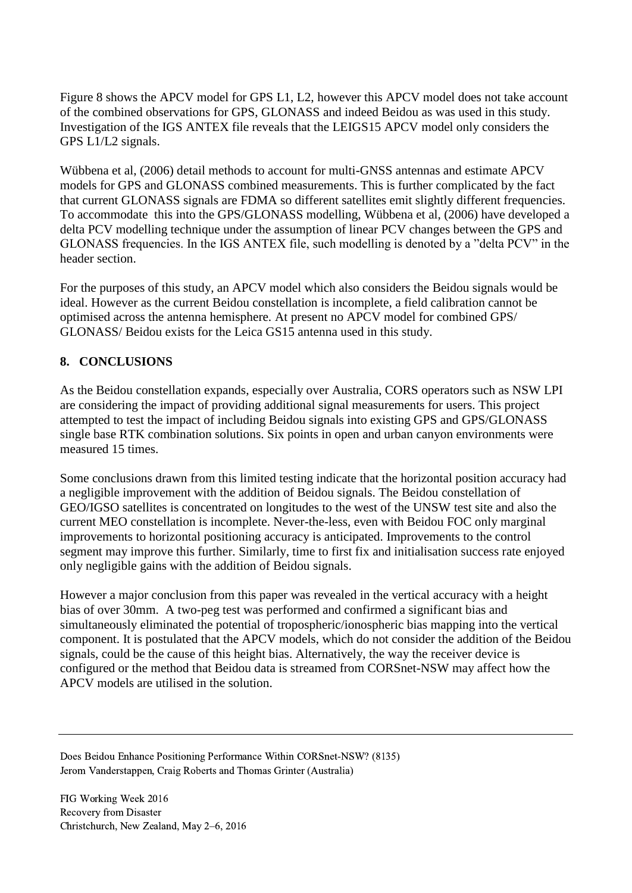Figure 8 shows the APCV model for GPS L1, L2, however this APCV model does not take account of the combined observations for GPS, GLONASS and indeed Beidou as was used in this study. Investigation of the IGS ANTEX file reveals that the LEIGS15 APCV model only considers the GPS L1/L2 signals.

Wübbena et al, (2006) detail methods to account for multi-GNSS antennas and estimate APCV models for GPS and GLONASS combined measurements. This is further complicated by the fact that current GLONASS signals are FDMA so different satellites emit slightly different frequencies. To accommodate this into the GPS/GLONASS modelling, Wübbena et al, (2006) have developed a delta PCV modelling technique under the assumption of linear PCV changes between the GPS and GLONASS frequencies. In the IGS ANTEX file, such modelling is denoted by a "delta PCV" in the header section.

For the purposes of this study, an APCV model which also considers the Beidou signals would be ideal. However as the current Beidou constellation is incomplete, a field calibration cannot be optimised across the antenna hemisphere. At present no APCV model for combined GPS/ GLONASS/ Beidou exists for the Leica GS15 antenna used in this study.

## 8. CONCLUSIONS

As the Beidou constellation expands, especially over Australia, CORS operators such as NSW LPI are considering the impact of providing additional signal measurements for users. This project attempted to test the impact of including Beidou signals into existing GPS and GPS/GLONASS single base RTK combination solutions. Six points in open and urban canyon environments were measured 15 times.

Some conclusions drawn from this limited testing indicate that the horizontal position accuracy had a negligible improvement with the addition of Beidou signals. The Beidou constellation of GEO/IGSO satellites is concentrated on longitudes to the west of the UNSW test site and also the current MEO constellation is incomplete. Never-the-less, even with Beidou FOC only marginal improvements to horizontal positioning accuracy is anticipated. Improvements to the control segment may improve this further. Similarly, time to first fix and initialisation success rate enjoyed only negligible gains with the addition of Beidou signals.

However a major conclusion from this paper was revealed in the vertical accuracy with a height bias of over 30mm. A two-peg test was performed and confirmed a significant bias and simultaneously eliminated the potential of tropospheric/ionospheric bias mapping into the vertical component. It is postulated that the APCV models, which do not consider the addition of the Beidou signals, could be the cause of this height bias. Alternatively, the way the receiver device is configured or the method that Beidou data is streamed from CORSnet-NSW may affect how the APCV models are utilised in the solution.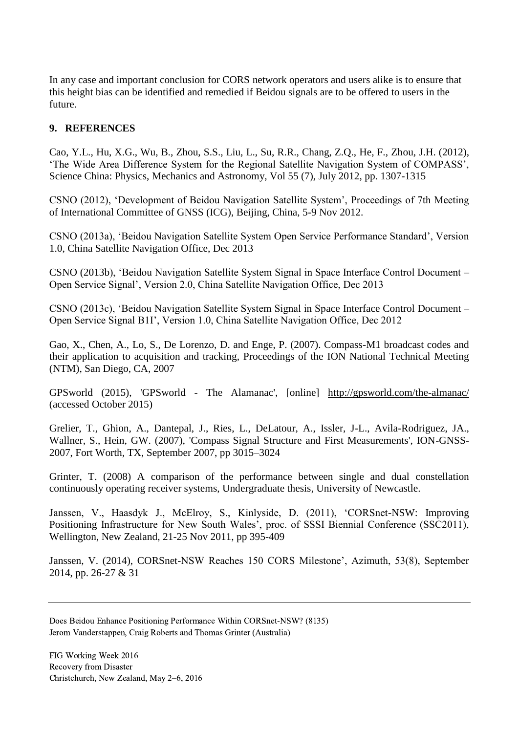In any case and important conclusion for CORS network operators and users alike is to ensure that this height bias can be identified and remedied if Beidou signals are to be offered to users in the future.

## 9. REFERENCES

Cao, Y.L., Hu, X.G., Wu, B., Zhou, S.S., Liu, L., Su, R.R., Chang, Z.Q., He, F., Zhou, J.H. (2012), 'The Wide Area Difference System for the Regional Satellite Navigation System of COMPASS', Science China: Physics, Mechanics and Astronomy, Vol 55 (7), July 2012, pp. 1307-1315

CSNO (2012), 'Development of Beidou Navigation Satellite System', Proceedings of 7th Meeting of International Committee of GNSS (ICG), Beijing, China, 5-9 Nov 2012.

CSNO (2013a), 'Beidou Navigation Satellite System Open Service Performance Standard', Version 1.0, China Satellite Navigation Office, Dec 2013

CSNO (2013b), 'Beidou Navigation Satellite System Signal in Space Interface Control Document – Open Service Signal', Version 2.0, China Satellite Navigation Office, Dec 2013

CSNO (2013c), 'Beidou Navigation Satellite System Signal in Space Interface Control Document – Open Service Signal B1I', Version 1.0, China Satellite Navigation Office, Dec 2012

Gao, X., Chen, A., Lo, S., De Lorenzo, D. and Enge, P. (2007). Compass-M1 broadcast codes and their application to acquisition and tracking, Proceedings of the ION National Technical Meeting (NTM), San Diego, CA, 2007

GPSworld (2015), 'GPSworld - The Alamanac', [online] http://gpsworld.com/the-almanac/ (accessed October 2015)

Grelier, T., Ghion, A., Dantepal, J., Ries, L., DeLatour, A., Issler, J-L., Avila-Rodriguez, JA., Wallner, S., Hein, GW. (2007), 'Compass Signal Structure and First Measurements', ION-GNSS-2007, Fort Worth, TX, September 2007, pp 3015–3024

Grinter, T. (2008) A comparison of the performance between single and dual constellation continuously operating receiver systems, Undergraduate thesis, University of Newcastle.

Janssen, V., Haasdyk J., McElroy, S., Kinlyside, D. (2011), 'CORSnet-NSW: Improving Positioning Infrastructure for New South Wales', proc. of SSSI Biennial Conference (SSC2011), Wellington, New Zealand, 21-25 Nov 2011, pp 395-409

Janssen, V. (2014), CORSnet-NSW Reaches 150 CORS Milestone', Azimuth, 53(8), September 2014, pp. 26-27 & 31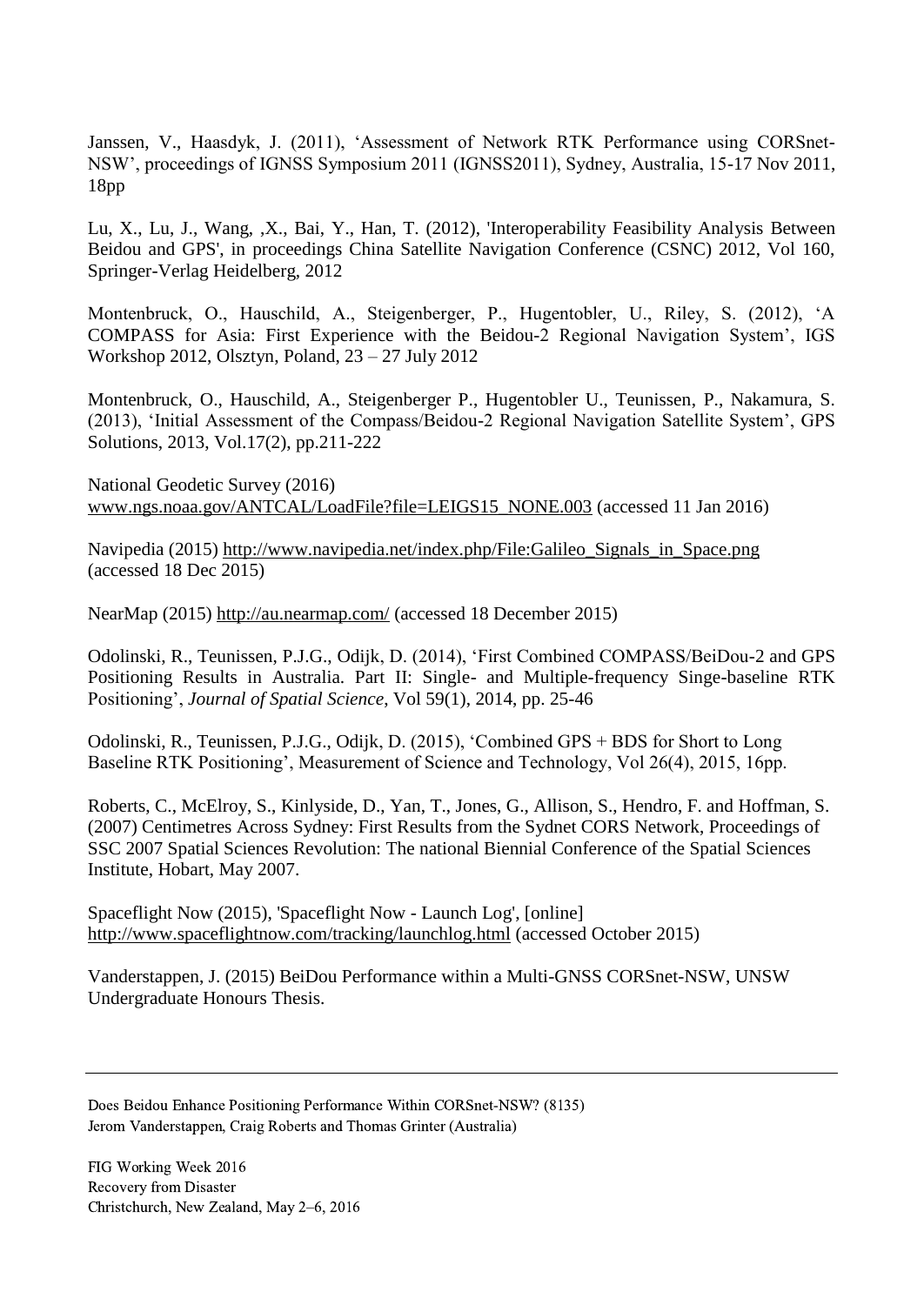Janssen, V., Haasdyk, J. (2011), 'Assessment of Network RTK Performance using CORSnet-NSW', proceedings of IGNSS Symposium 2011 (IGNSS2011), Sydney, Australia, 15-17 Nov 2011, 18pp

Lu, X., Lu, J., Wang, ,X., Bai, Y., Han, T. (2012), 'Interoperability Feasibility Analysis Between Beidou and GPS', in proceedings China Satellite Navigation Conference (CSNC) 2012, Vol 160, Springer-Verlag Heidelberg, 2012

Montenbruck, O., Hauschild, A., Steigenberger, P., Hugentobler, U., Riley, S. (2012), 'A COMPASS for Asia: First Experience with the Beidou-2 Regional Navigation System', IGS Workshop 2012, Olsztyn, Poland, 23 – 27 July 2012

Montenbruck, O., Hauschild, A., Steigenberger P., Hugentobler U., Teunissen, P., Nakamura, S. (2013), 'Initial Assessment of the Compass/Beidou-2 Regional Navigation Satellite System', GPS Solutions, 2013, Vol.17(2), pp.211-222

National Geodetic Survey (2016) www.ngs.noaa.gov/ANTCAL/LoadFile?file=LEIGS15_NONE.003 (accessed 11 Jan 2016)

Navipedia (2015) http://www.navipedia.net/index.php/File:Galileo_Signals_in_Space.png (accessed 18 Dec 2015)

NearMap (2015) http://au.nearmap.com/ (accessed 18 December 2015)

Odolinski, R., Teunissen, P.J.G., Odijk, D. (2014), 'First Combined COMPASS/BeiDou-2 and GPS Positioning Results in Australia. Part II: Single- and Multiple-frequency Singe-baseline RTK Positioning', *Journal of Spatial Science*, Vol 59(1), 2014, pp. 25-46

Odolinski, R., Teunissen, P.J.G., Odijk, D. (2015), 'Combined GPS + BDS for Short to Long Baseline RTK Positioning', Measurement of Science and Technology, Vol 26(4), 2015, 16pp.

Roberts, C., McElroy, S., Kinlyside, D., Yan, T., Jones, G., Allison, S., Hendro, F. and Hoffman, S. (2007) Centimetres Across Sydney: First Results from the Sydnet CORS Network, Proceedings of SSC 2007 Spatial Sciences Revolution: The national Biennial Conference of the Spatial Sciences Institute, Hobart, May 2007.

Spaceflight Now (2015), 'Spaceflight Now - Launch Log', [online] http://www.spaceflightnow.com/tracking/launchlog.html (accessed October 2015)

Vanderstappen, J. (2015) BeiDou Performance within a Multi-GNSS CORSnet-NSW, UNSW Undergraduate Honours Thesis.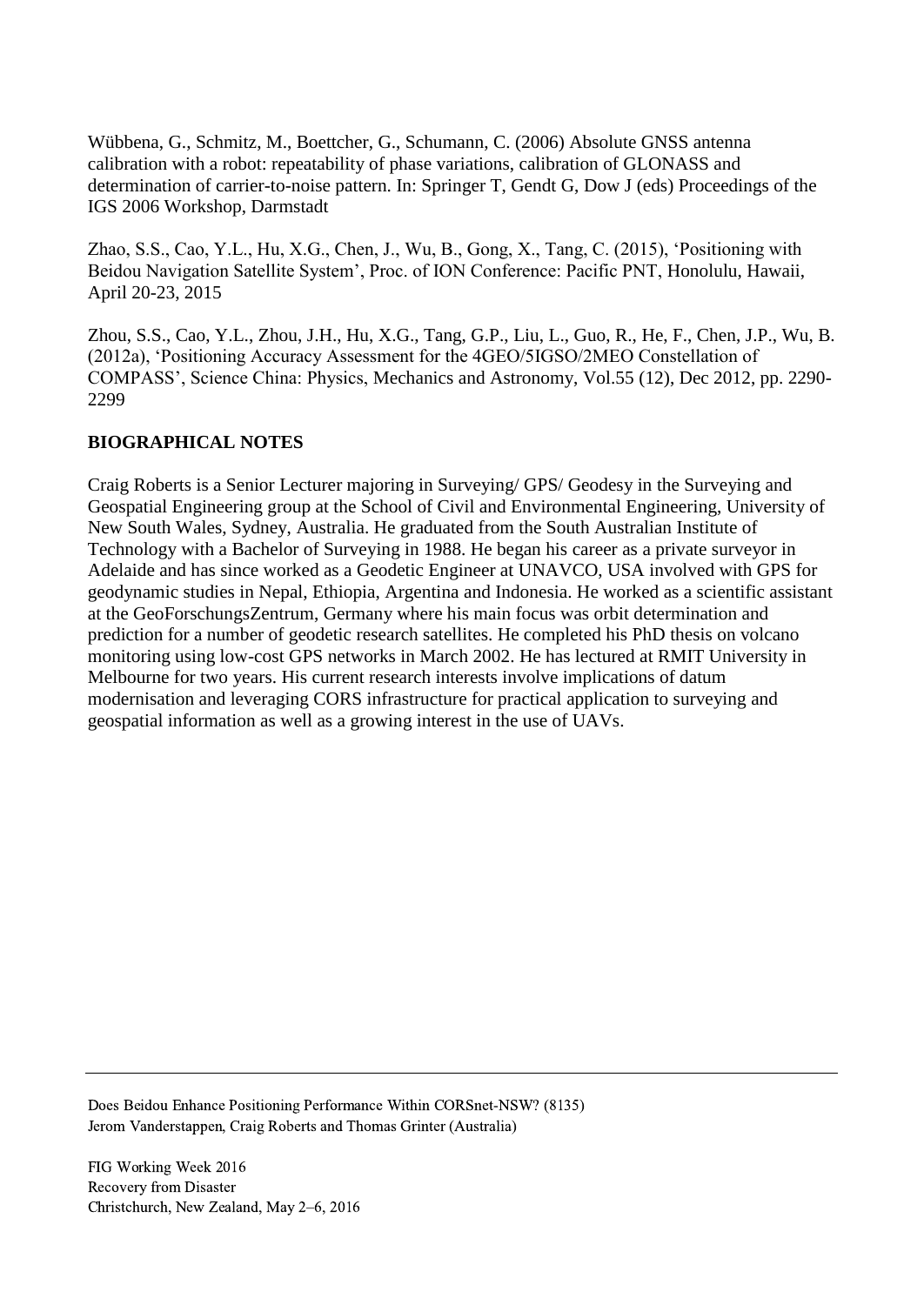Wübbena, G., Schmitz, M., Boettcher, G., Schumann, C. (2006) Absolute GNSS antenna calibration with a robot: repeatability of phase variations, calibration of GLONASS and determination of carrier-to-noise pattern. In: Springer T, Gendt G, Dow J (eds) Proceedings of the IGS 2006 Workshop, Darmstadt

Zhao, S.S., Cao, Y.L., Hu, X.G., Chen, J., Wu, B., Gong, X., Tang, C. (2015), 'Positioning with Beidou Navigation Satellite System', Proc. of ION Conference: Pacific PNT, Honolulu, Hawaii, April 20-23, 2015

Zhou, S.S., Cao, Y.L., Zhou, J.H., Hu, X.G., Tang, G.P., Liu, L., Guo, R., He, F., Chen, J.P., Wu, B. (2012a), 'Positioning Accuracy Assessment for the 4GEO/5IGSO/2MEO Constellation of COMPASS', Science China: Physics, Mechanics and Astronomy, Vol.55 (12), Dec 2012, pp. 2290-2299

## BIOGRAPHICAL NOTES

Craig Roberts is a Senior Lecturer majoring in Surveying/ GPS/ Geodesy in the Surveying and Geospatial Engineering group at the School of Civil and Environmental Engineering, University of New South Wales, Sydney, Australia. He graduated from the South Australian Institute of Technology with a Bachelor of Surveying in 1988. He began his career as a private surveyor in Adelaide and has since worked as a Geodetic Engineer at UNAVCO, USA involved with GPS for geodynamic studies in Nepal, Ethiopia, Argentina and Indonesia. He worked as a scientific assistant at the GeoForschungsZentrum, Germany where his main focus was orbit determination and prediction for a number of geodetic research satellites. He completed his PhD thesis on volcano monitoring using low-cost GPS networks in March 2002. He has lectured at RMIT University in Melbourne for two years. His current research interests involve implications of datum modernisation and leveraging CORS infrastructure for practical application to surveying and geospatial information as well as a growing interest in the use of UAVs.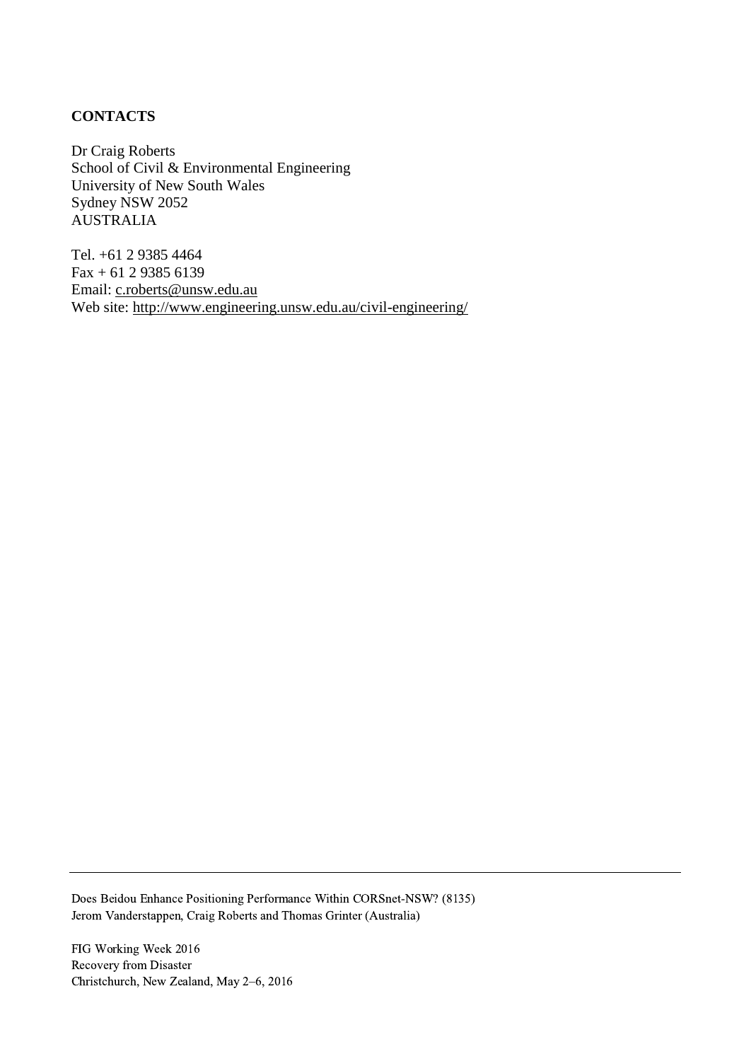**CONTACTS**

Dr Craig Roberts
School of Civil & Environmental Engineering
University of New South Wales
Sydney NSW 2052
AUSTRALIA

Tel. +61 2 9385 4464
Fax + 61 2 9385 6139
Email: c.roberts@unsw.edu.au
Web site: http://www.engineering.unsw.edu.au/civil-engineering/